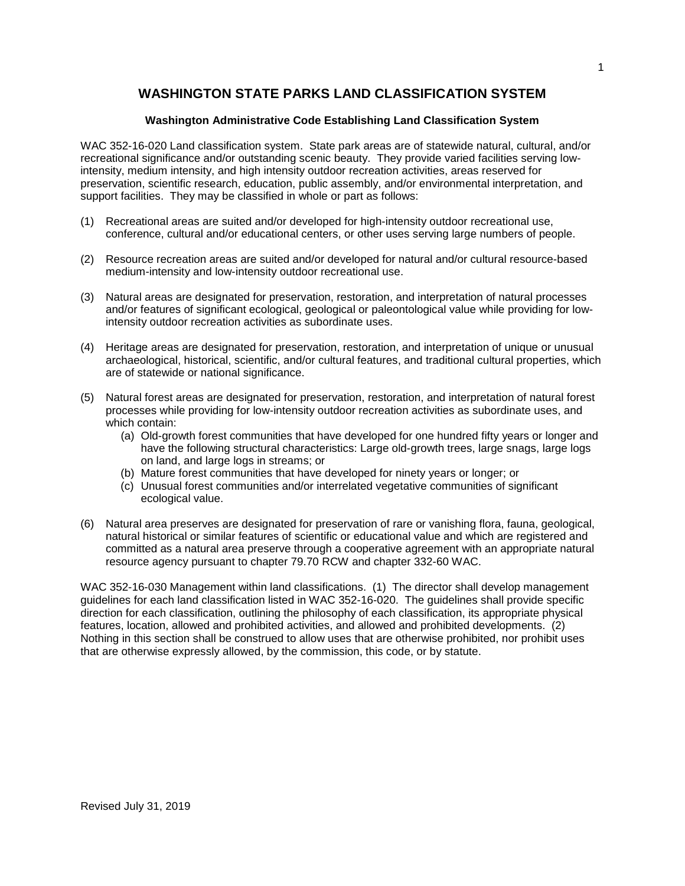# WASHINGTON STATE PARKS LAND CLASSIFICATION SYSTEM

### Washington Administrative Code Establishing Land Classification System

WAC 352-16-020 Land classification system. State park areas are of statewide natural, cultural, and/or recreational significance and/or outstanding scenic beauty. They provide varied facilities serving low-intensity, medium intensity, and high intensity outdoor recreation activities, areas reserved for preservation, scientific research, education, public assembly, and/or environmental interpretation, and support facilities. They may be classified in whole or part as follows:

(1) Recreational areas are suited and/or developed for high-intensity outdoor recreational use, conference, cultural and/or educational centers, or other uses serving large numbers of people.

(2) Resource recreation areas are suited and/or developed for natural and/or cultural resource-based medium-intensity and low-intensity outdoor recreational use.

(3) Natural areas are designated for preservation, restoration, and interpretation of natural processes and/or features of significant ecological, geological or paleontological value while providing for low-intensity outdoor recreation activities as subordinate uses.

(4) Heritage areas are designated for preservation, restoration, and interpretation of unique or unusual archaeological, historical, scientific, and/or cultural features, and traditional cultural properties, which are of statewide or national significance.

(5) Natural forest areas are designated for preservation, restoration, and interpretation of natural forest processes while providing for low-intensity outdoor recreation activities as subordinate uses, and which contain:
   (a) Old-growth forest communities that have developed for one hundred fifty years or longer and have the following structural characteristics: Large old-growth trees, large snags, large logs on land, and large logs in streams; or
   (b) Mature forest communities that have developed for ninety years or longer; or
   (c) Unusual forest communities and/or interrelated vegetative communities of significant ecological value.

(6) Natural area preserves are designated for preservation of rare or vanishing flora, fauna, geological, natural historical or similar features of scientific or educational value and which are registered and committed as a natural area preserve through a cooperative agreement with an appropriate natural resource agency pursuant to chapter 79.70 RCW and chapter 332-60 WAC.

WAC 352-16-030 Management within land classifications. (1) The director shall develop management guidelines for each land classification listed in WAC 352-16-020. The guidelines shall provide specific direction for each classification, outlining the philosophy of each classification, its appropriate physical features, location, allowed and prohibited activities, and allowed and prohibited developments. (2) Nothing in this section shall be construed to allow uses that are otherwise prohibited, nor prohibit uses that are otherwise expressly allowed, by the commission, this code, or by statute.

Revised July 31, 2019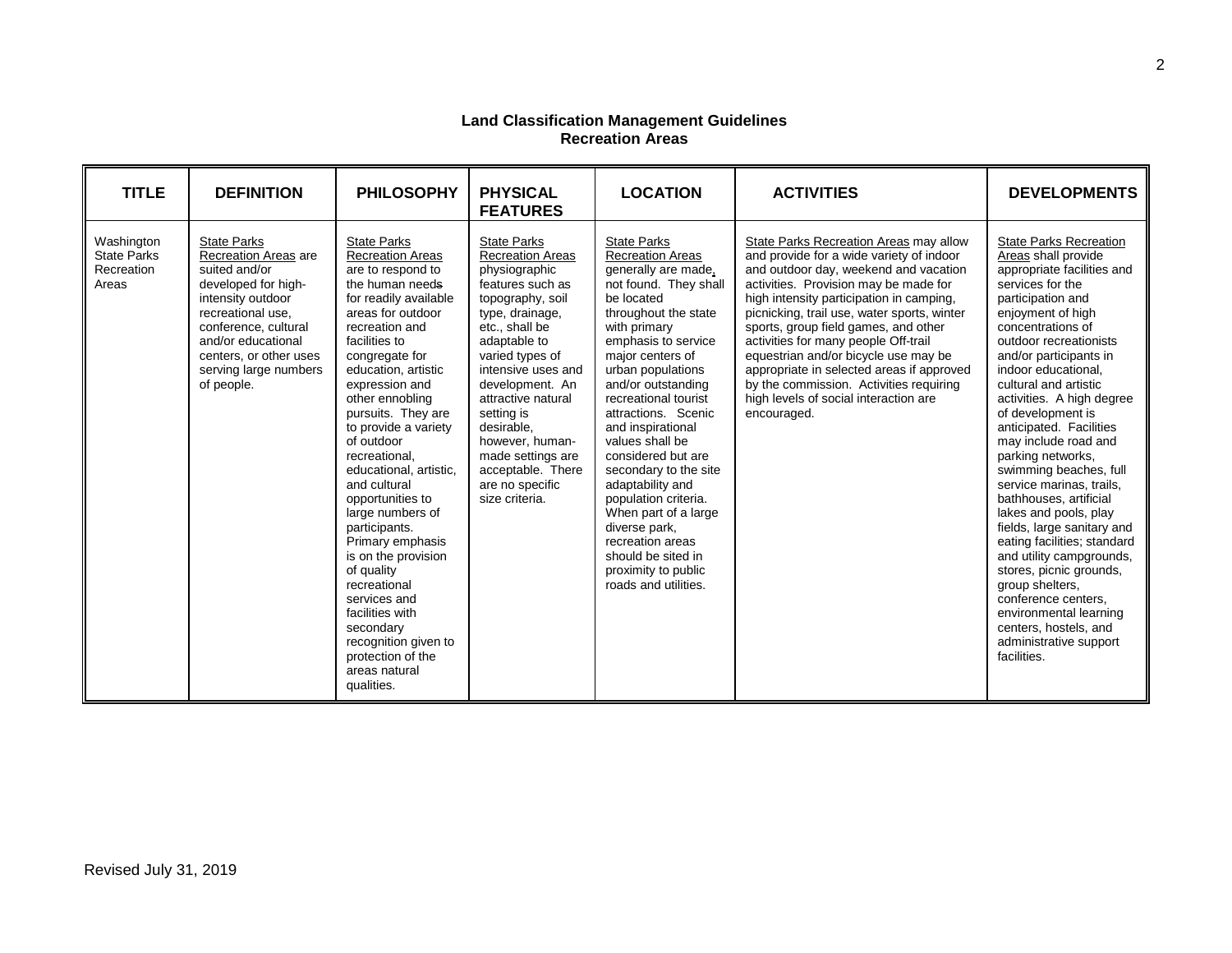**Land Classification Management Guidelines**
**Recreation Areas**

| TITLE | DEFINITION | PHILOSOPHY | PHYSICAL FEATURES | LOCATION | ACTIVITIES | DEVELOPMENTS |
|---|---|---|---|---|---|---|
| Washington State Parks Recreation Areas | State Parks Recreation Areas are suited and/or developed for high-intensity outdoor recreational use, conference, cultural and/or educational centers, or other uses serving large numbers of people. | State Parks Recreation Areas are to respond to the human needs for readily available areas for outdoor recreation and facilities to congregate for education, artistic expression and other ennobling pursuits. They are to provide a variety of outdoor recreational, educational, artistic, and cultural opportunities to large numbers of participants. Primary emphasis is on the provision of quality recreational services and facilities with secondary recognition given to protection of the areas natural qualities. | State Parks Recreation Areas physiographic features such as topography, soil type, drainage, etc., shall be adaptable to varied types of intensive uses and development. An attractive natural setting is desirable, however, human-made settings are acceptable. There are no specific size criteria. | State Parks Recreation Areas generally are made, not found. They shall be located throughout the state with primary emphasis to service major centers of urban populations and/or outstanding recreational tourist attractions. Scenic and inspirational values shall be considered but are secondary to the site adaptability and population criteria. When part of a large diverse park, recreation areas should be sited in proximity to public roads and utilities. | State Parks Recreation Areas may allow and provide for a wide variety of indoor and outdoor day, weekend and vacation activities. Provision may be made for high intensity participation in camping, picnicking, trail use, water sports, winter sports, group field games, and other activities for many people Off-trail equestrian and/or bicycle use may be appropriate in selected areas if approved by the commission. Activities requiring high levels of social interaction are encouraged. | State Parks Recreation Areas shall provide appropriate facilities and services for the participation and enjoyment of high concentrations of outdoor recreationists and/or participants in indoor educational, cultural and artistic activities. A high degree of development is anticipated. Facilities may include road and parking networks, swimming beaches, full service marinas, trails, bathhouses, artificial lakes and pools, play fields, large sanitary and eating facilities; standard and utility campgrounds, stores, picnic grounds, group shelters, conference centers, environmental learning centers, hostels, and administrative support facilities. |

Revised July 31, 2019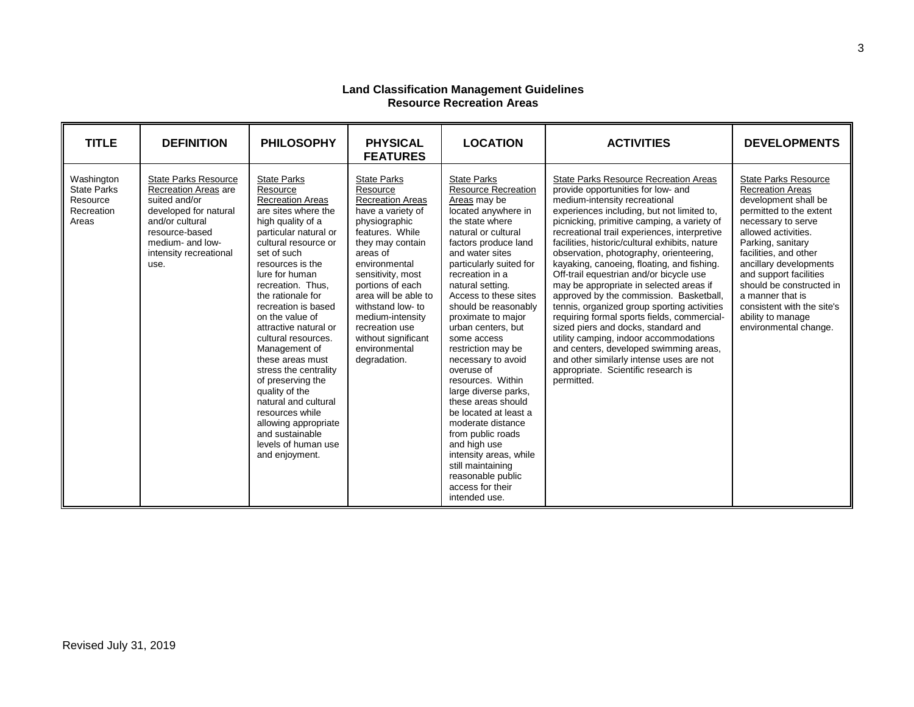## Land Classification Management Guidelines
## Resource Recreation Areas

| TITLE | DEFINITION | PHILOSOPHY | PHYSICAL FEATURES | LOCATION | ACTIVITIES | DEVELOPMENTS |
|---|---|---|---|---|---|---|
| Washington State Parks Resource Recreation Areas | State Parks Resource Recreation Areas are suited and/or developed for natural and/or cultural resource-based medium- and low-intensity recreational use. | State Parks Resource Recreation Areas are sites where the high quality of a particular natural or cultural resource or set of such resources is the lure for human recreation. Thus, the rationale for recreation is based on the value of attractive natural or cultural resources. Management of these areas must stress the centrality of preserving the quality of the natural and cultural resources while allowing appropriate and sustainable levels of human use and enjoyment. | State Parks Resource Recreation Areas have a variety of physiographic features. While they may contain areas of environmental sensitivity, most portions of each area will be able to withstand low- to medium-intensity recreation use without significant environmental degradation. | State Parks Resource Recreation Areas may be located anywhere in the state where natural or cultural factors produce land and water sites particularly suited for recreation in a natural setting. Access to these sites should be reasonably proximate to major urban centers, but some access restriction may be necessary to avoid overuse of resources. Within large diverse parks, these areas should be located at least a moderate distance from public roads and high use intensity areas, while still maintaining reasonable public access for their intended use. | State Parks Resource Recreation Areas provide opportunities for low- and medium-intensity recreational experiences including, but not limited to, picnicking, primitive camping, a variety of recreational trail experiences, interpretive facilities, historic/cultural exhibits, nature observation, photography, orienteering, kayaking, canoeing, floating, and fishing. Off-trail equestrian and/or bicycle use may be appropriate in selected areas if approved by the commission. Basketball, tennis, organized group sporting activities requiring formal sports fields, commercial-sized piers and docks, standard and utility camping, indoor accommodations and centers, developed swimming areas, and other similarly intense uses are not appropriate. Scientific research is permitted. | State Parks Resource Recreation Areas development shall be permitted to the extent necessary to serve allowed activities. Parking, sanitary facilities, and other ancillary developments and support facilities should be constructed in a manner that is consistent with the site's ability to manage environmental change. |

Revised July 31, 2019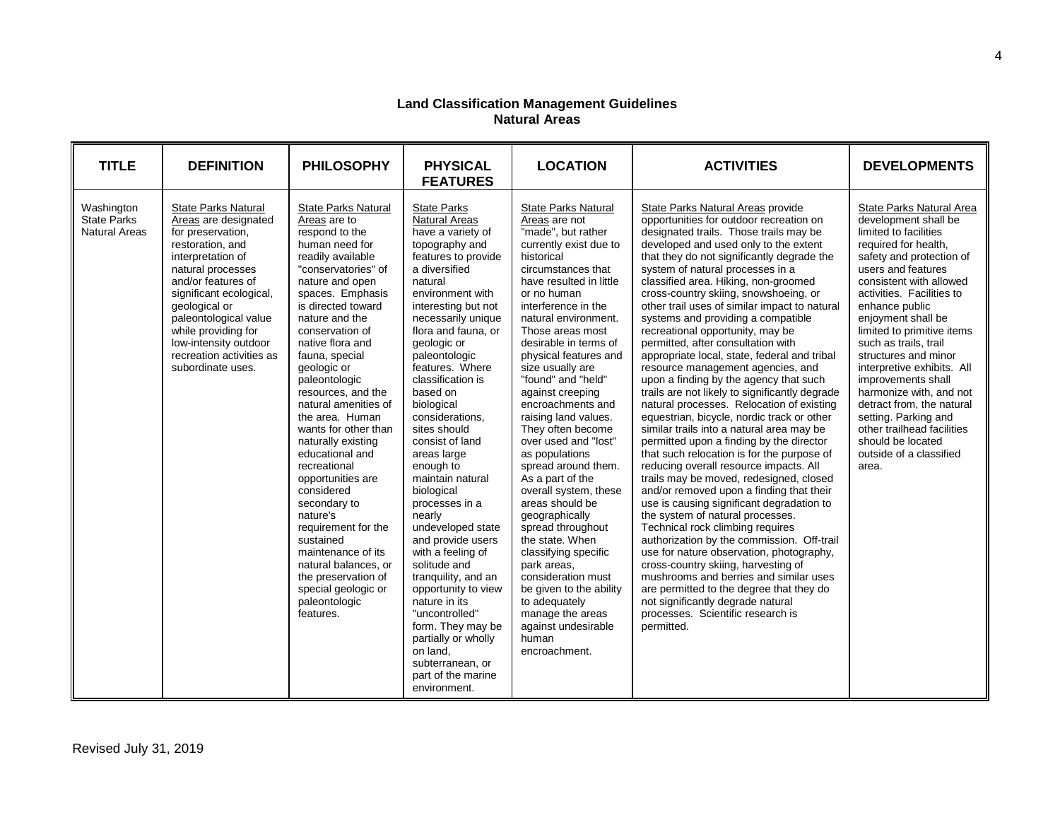## Land Classification Management Guidelines
## Natural Areas

| TITLE | DEFINITION | PHILOSOPHY | PHYSICAL FEATURES | LOCATION | ACTIVITIES | DEVELOPMENTS |
|---|---|---|---|---|---|---|
| Washington State Parks Natural Areas | State Parks Natural Areas are designated for preservation, restoration, and interpretation of natural processes and/or features of significant ecological, geological or paleontological value while providing for low-intensity outdoor recreation activities as subordinate uses. | State Parks Natural Areas are to respond to the human need for readily available "conservatories" of nature and open spaces. Emphasis is directed toward nature and the conservation of native flora and fauna, special geologic or paleontologic resources, and the natural amenities of the area. Human wants for other than naturally existing educational and recreational opportunities are considered secondary to nature's requirement for the sustained maintenance of its natural balances, or the preservation of special geologic or paleontologic features. | State Parks Natural Areas have a variety of topography and features to provide a diversified natural environment with interesting but not necessarily unique flora and fauna, or geologic or paleontologic features. Where classification is based on biological considerations, sites should consist of land areas large enough to maintain natural biological processes in a nearly undeveloped state and provide users with a feeling of solitude and tranquility, and an opportunity to view nature in its "uncontrolled" form. They may be partially or wholly on land, subterranean, or part of the marine environment. | State Parks Natural Areas are not "made", but rather currently exist due to historical circumstances that have resulted in little or no human interference in the natural environment. Those areas most desirable in terms of physical features and size usually are "found" and "held" against creeping encroachments and raising land values. They often become over used and "lost" as populations spread around them. As a part of the overall system, these areas should be geographically spread throughout the state. When classifying specific park areas, consideration must be given to the ability to adequately manage the areas against undesirable human encroachment. | State Parks Natural Areas provide opportunities for outdoor recreation on designated trails. Those trails may be developed and used only to the extent that they do not significantly degrade the system of natural processes in a classified area. Hiking, non-groomed cross-country skiing, snowshoeing, or other trail uses of similar impact to natural systems and providing a compatible recreational opportunity, may be permitted, after consultation with appropriate local, state, federal and tribal resource management agencies, and upon a finding by the agency that such trails are not likely to significantly degrade natural processes. Relocation of existing equestrian, bicycle, nordic track or other similar trails into a natural area may be permitted upon a finding by the director that such relocation is for the purpose of reducing overall resource impacts. All trails may be moved, redesigned, closed and/or removed upon a finding that their use is causing significant degradation to the system of natural processes. Technical rock climbing requires authorization by the commission. Off-trail use for nature observation, photography, cross-country skiing, harvesting of mushrooms and berries and similar uses are permitted to the degree that they do not significantly degrade natural processes. Scientific research is permitted. | State Parks Natural Area development shall be limited to facilities required for health, safety and protection of users and features consistent with allowed activities. Facilities to enhance public enjoyment shall be limited to primitive items such as trails, trail structures and minor interpretive exhibits. All improvements shall harmonize with, and not detract from, the natural setting. Parking and other trailhead facilities should be located outside of a classified area. |

Revised July 31, 2019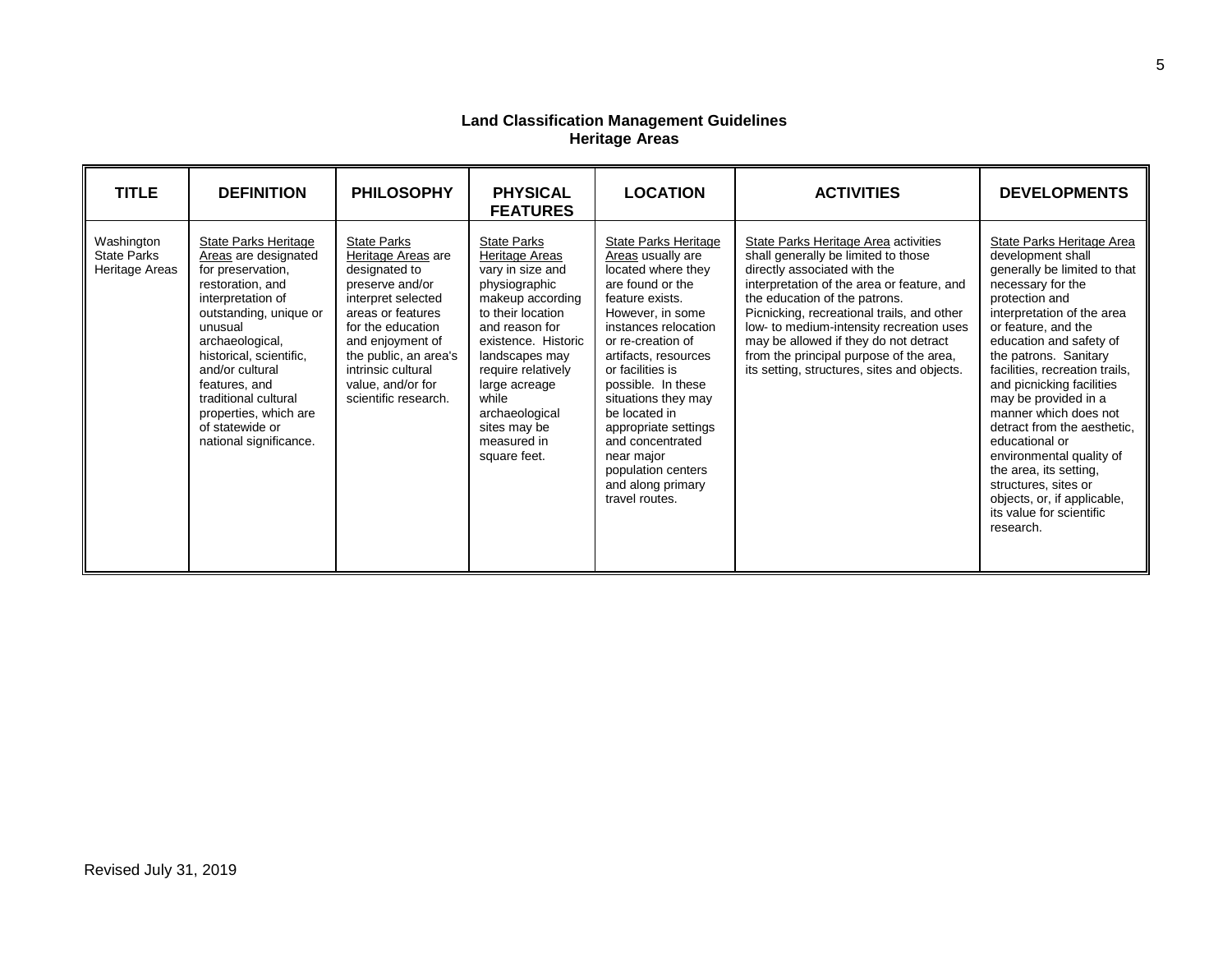**Land Classification Management Guidelines**
**Heritage Areas**

| TITLE | DEFINITION | PHILOSOPHY | PHYSICAL FEATURES | LOCATION | ACTIVITIES | DEVELOPMENTS |
|---|---|---|---|---|---|---|
| Washington State Parks Heritage Areas | State Parks Heritage Areas are designated for preservation, restoration, and interpretation of outstanding, unique or unusual archaeological, historical, scientific, and/or cultural features, and traditional cultural properties, which are of statewide or national significance. | State Parks Heritage Areas are designated to preserve and/or interpret selected areas or features for the education and enjoyment of the public, an area's intrinsic cultural value, and/or for scientific research. | State Parks Heritage Areas vary in size and physiographic makeup according to their location and reason for existence. Historic landscapes may require relatively large acreage while archaeological sites may be measured in square feet. | State Parks Heritage Areas usually are located where they are found or the feature exists. However, in some instances relocation or re-creation of artifacts, resources or facilities is possible. In these situations they may be located in appropriate settings and concentrated near major population centers and along primary travel routes. | State Parks Heritage Area activities shall generally be limited to those directly associated with the interpretation of the area or feature, and the education of the patrons. Picnicking, recreational trails, and other low- to medium-intensity recreation uses may be allowed if they do not detract from the principal purpose of the area, its setting, structures, sites and objects. | State Parks Heritage Area development shall generally be limited to that necessary for the protection and interpretation of the area or feature, and the education and safety of the patrons. Sanitary facilities, recreation trails, and picnicking facilities may be provided in a manner which does not detract from the aesthetic, educational or environmental quality of the area, its setting, structures, sites or objects, or, if applicable, its value for scientific research. |

Revised July 31, 2019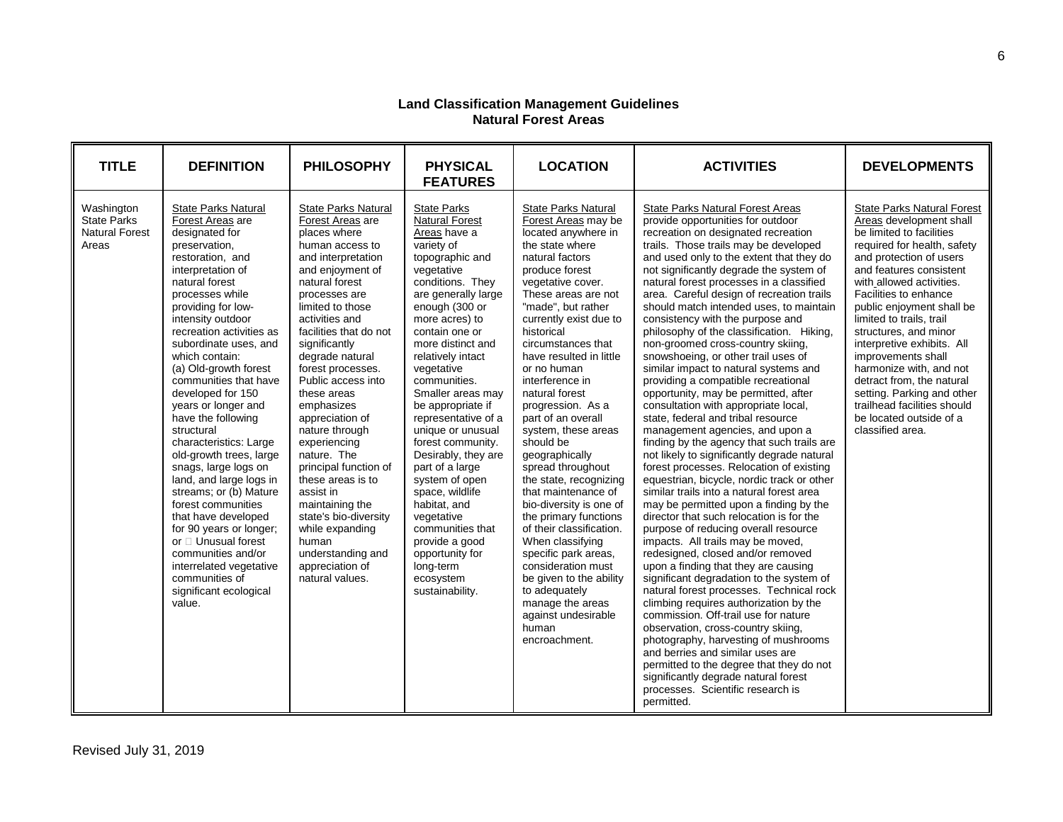**Land Classification Management Guidelines**
**Natural Forest Areas**

| TITLE | DEFINITION | PHILOSOPHY | PHYSICAL FEATURES | LOCATION | ACTIVITIES | DEVELOPMENTS |
|---|---|---|---|---|---|---|
| Washington State Parks Natural Forest Areas | State Parks Natural Forest Areas are designated for preservation, restoration, and interpretation of natural forest processes while providing for low-intensity outdoor recreation activities as subordinate uses, and which contain: (a) Old-growth forest communities that have developed for 150 years or longer and have the following structural characteristics: Large old-growth trees, large snags, large logs on land, and large logs in streams; or (b) Mature forest communities that have developed for 90 years or longer; or  Unusual forest communities and/or interrelated vegetative communities of significant ecological value. | State Parks Natural Forest Areas are places where human access to and interpretation and enjoyment of natural forest processes are limited to those activities and facilities that do not significantly degrade natural forest processes. Public access into these areas emphasizes appreciation of nature through experiencing nature. The principal function of these areas is to assist in maintaining the state's bio-diversity while expanding human understanding and appreciation of natural values. | State Parks Natural Forest Areas have a variety of topographic and vegetative conditions. They are generally large enough (300 or more acres) to contain one or more distinct and relatively intact vegetative communities. Smaller areas may be appropriate if representative of a unique or unusual forest community. Desirably, they are part of a large system of open space, wildlife habitat, and vegetative communities that provide a good opportunity for long-term ecosystem sustainability. | State Parks Natural Forest Areas may be located anywhere in the state where natural factors produce forest vegetative cover. These areas are not "made", but rather currently exist due to historical circumstances that have resulted in little or no human interference in natural forest progression. As a part of an overall system, these areas should be geographically spread throughout the state, recognizing that maintenance of bio-diversity is one of the primary functions of their classification. When classifying specific park areas, consideration must be given to the ability to adequately manage the areas against undesirable human encroachment. | State Parks Natural Forest Areas provide opportunities for outdoor recreation on designated recreation trails. Those trails may be developed and used only to the extent that they do not significantly degrade the system of natural forest processes in a classified area. Careful design of recreation trails should match intended uses, to maintain consistency with the purpose and philosophy of the classification. Hiking, non-groomed cross-country skiing, snowshoeing, or other trail uses of similar impact to natural systems and providing a compatible recreational opportunity, may be permitted, after consultation with appropriate local, state, federal and tribal resource management agencies, and upon a finding by the agency that such trails are not likely to significantly degrade natural forest processes. Relocation of existing equestrian, bicycle, nordic track or other similar trails into a natural forest area may be permitted upon a finding by the director that such relocation is for the purpose of reducing overall resource impacts. All trails may be moved, redesigned, closed and/or removed upon a finding that they are causing significant degradation to the system of natural forest processes. Technical rock climbing requires authorization by the commission. Off-trail use for nature observation, cross-country skiing, photography, harvesting of mushrooms and berries and similar uses are permitted to the degree that they do not significantly degrade natural forest processes. Scientific research is permitted. | State Parks Natural Forest Areas development shall be limited to facilities required for health, safety and protection of users and features consistent with allowed activities. Facilities to enhance public enjoyment shall be limited to trails, trail structures, and minor interpretive exhibits. All improvements shall harmonize with, and not detract from, the natural setting. Parking and other trailhead facilities should be located outside of a classified area. |

Revised July 31, 2019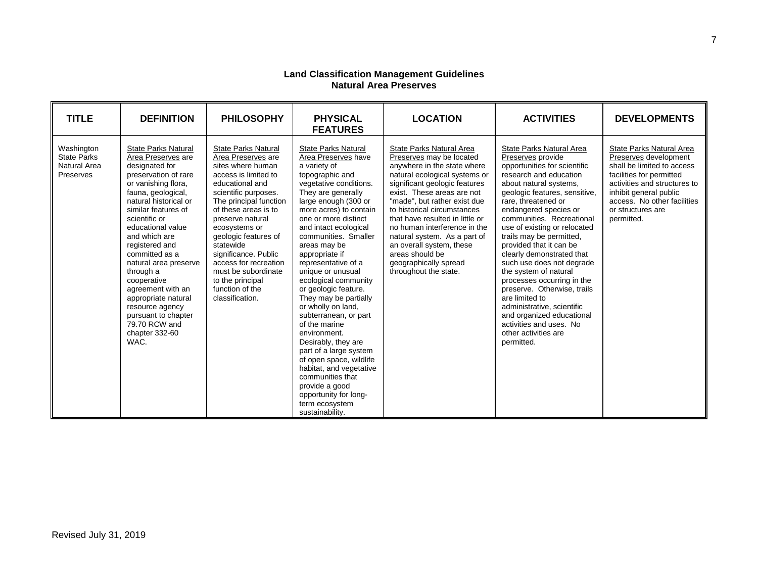**Land Classification Management Guidelines**
**Natural Area Preserves**

| TITLE | DEFINITION | PHILOSOPHY | PHYSICAL FEATURES | LOCATION | ACTIVITIES | DEVELOPMENTS |
|---|---|---|---|---|---|---|
| Washington State Parks Natural Area Preserves | State Parks Natural Area Preserves are designated for preservation of rare or vanishing flora, fauna, geological, natural historical or similar features of scientific or educational value and which are registered and committed as a natural area preserve through a cooperative agreement with an appropriate natural resource agency pursuant to chapter 79.70 RCW and chapter 332-60 WAC. | State Parks Natural Area Preserves are sites where human access is limited to educational and scientific purposes. The principal function of these areas is to preserve natural ecosystems or geologic features of statewide significance. Public access for recreation must be subordinate to the principal function of the classification. | State Parks Natural Area Preserves have a variety of topographic and vegetative conditions. They are generally large enough (300 or more acres) to contain one or more distinct and intact ecological communities. Smaller areas may be appropriate if representative of a unique or unusual ecological community or geologic feature. They may be partially or wholly on land, subterranean, or part of the marine environment. Desirably, they are part of a large system of open space, wildlife habitat, and vegetative communities that provide a good opportunity for long-term ecosystem sustainability. | State Parks Natural Area Preserves may be located anywhere in the state where natural ecological systems or significant geologic features exist. These areas are not "made", but rather exist due to historical circumstances that have resulted in little or no human interference in the natural system. As a part of an overall system, these areas should be geographically spread throughout the state. | State Parks Natural Area Preserves provide opportunities for scientific research and education about natural systems, geologic features, sensitive, rare, threatened or endangered species or communities. Recreational use of existing or relocated trails may be permitted, provided that it can be clearly demonstrated that such use does not degrade the system of natural processes occurring in the preserve. Otherwise, trails are limited to administrative, scientific and organized educational activities and uses. No other activities are permitted. | State Parks Natural Area Preserves development shall be limited to access facilities for permitted activities and structures to inhibit general public access. No other facilities or structures are permitted. |

Revised July 31, 2019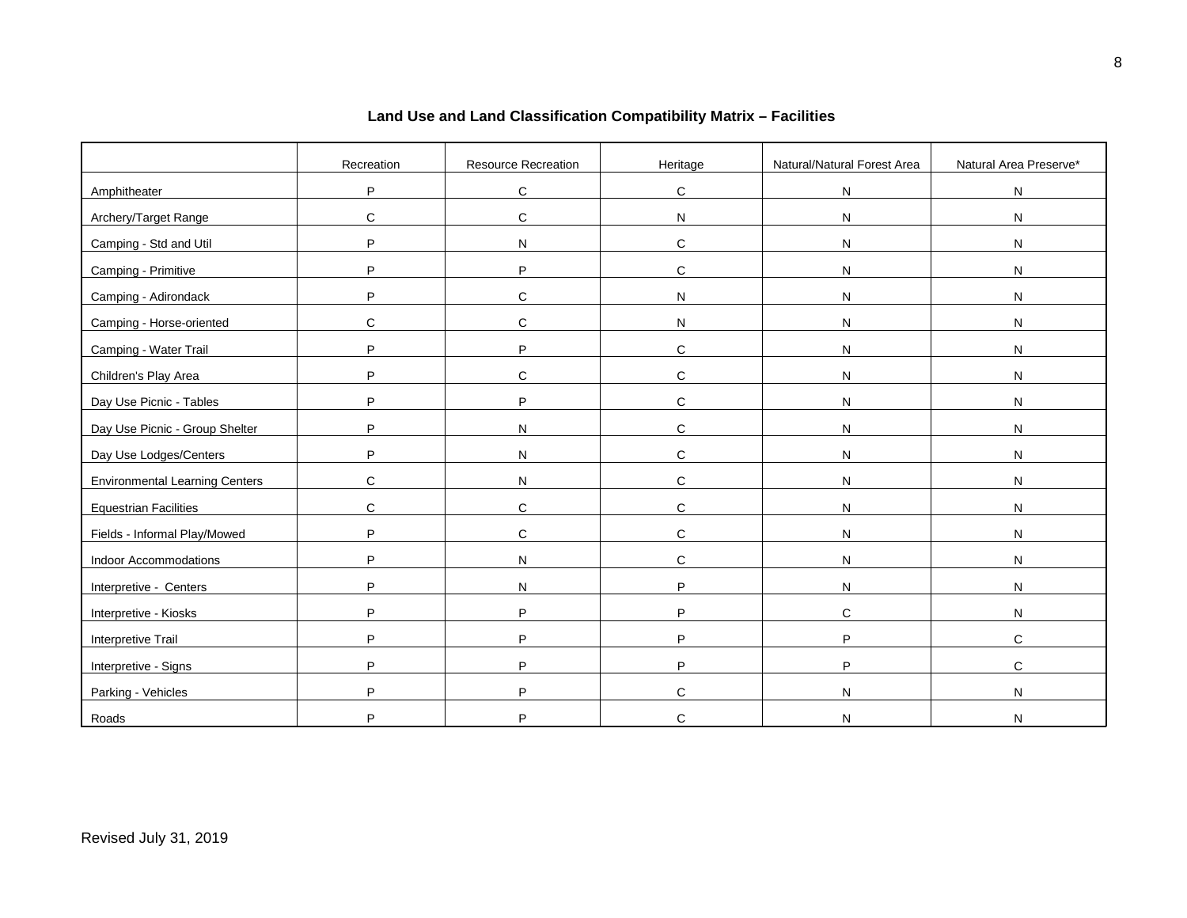## Land Use and Land Classification Compatibility Matrix – Facilities

| | Recreation | Resource Recreation | Heritage | Natural/Natural Forest Area | Natural Area Preserve* |
|---|---|---|---|---|---|
| Amphitheater | P | C | C | N | N |
| Archery/Target Range | C | C | N | N | N |
| Camping - Std and Util | P | N | C | N | N |
| Camping - Primitive | P | P | C | N | N |
| Camping - Adirondack | P | C | N | N | N |
| Camping - Horse-oriented | C | C | N | N | N |
| Camping - Water Trail | P | P | C | N | N |
| Children's Play Area | P | C | C | N | N |
| Day Use Picnic - Tables | P | P | C | N | N |
| Day Use Picnic - Group Shelter | P | N | C | N | N |
| Day Use Lodges/Centers | P | N | C | N | N |
| Environmental Learning Centers | C | N | C | N | N |
| Equestrian Facilities | C | C | C | N | N |
| Fields - Informal Play/Mowed | P | C | C | N | N |
| Indoor Accommodations | P | N | C | N | N |
| Interpretive - Centers | P | N | P | N | N |
| Interpretive - Kiosks | P | P | P | C | N |
| Interpretive Trail | P | P | P | P | C |
| Interpretive - Signs | P | P | P | P | C |
| Parking - Vehicles | P | P | C | N | N |
| Roads | P | P | C | N | N |

Revised July 31, 2019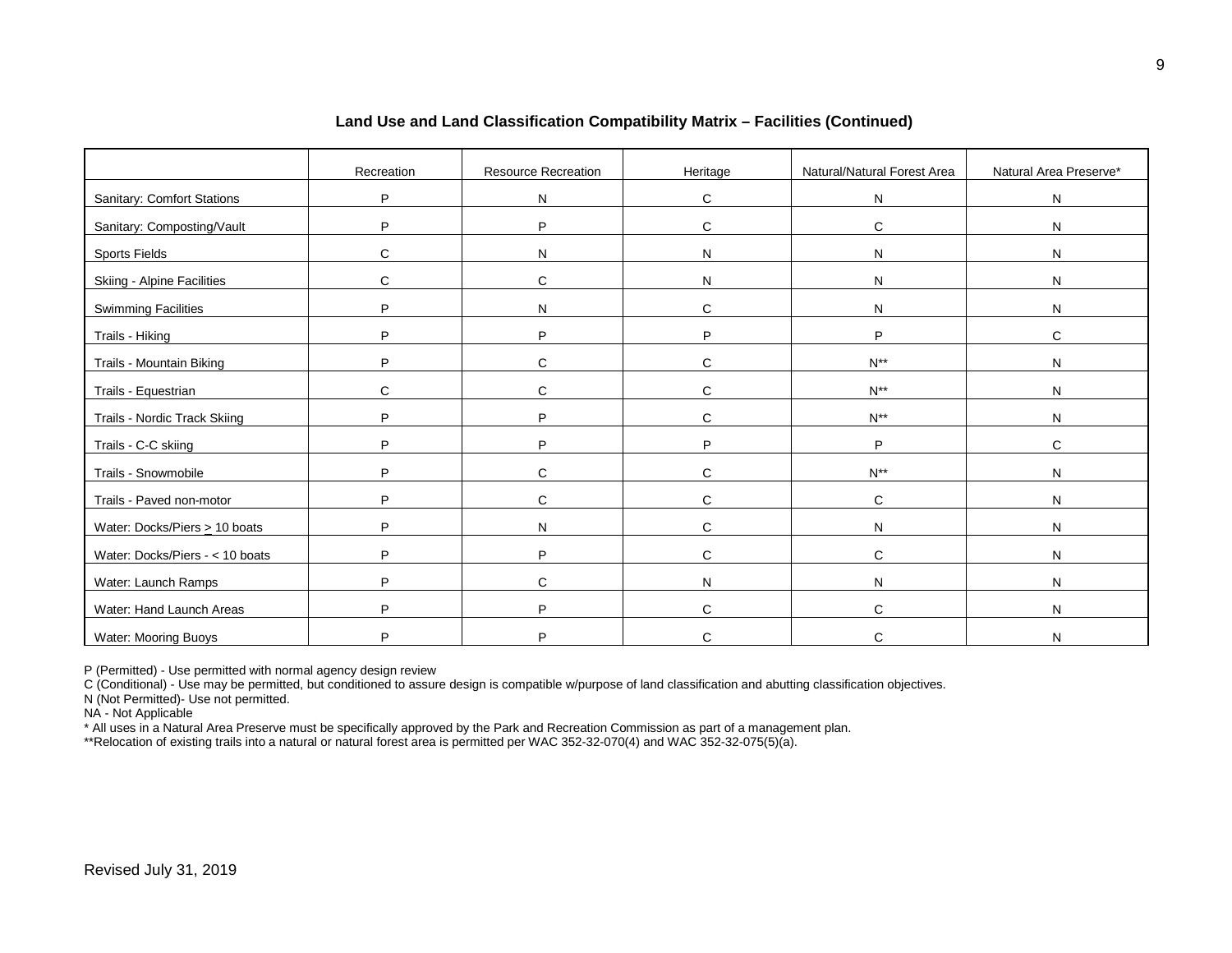**Land Use and Land Classification Compatibility Matrix – Facilities (Continued)**

| | Recreation | Resource Recreation | Heritage | Natural/Natural Forest Area | Natural Area Preserve* |
|---|---|---|---|---|---|
| Sanitary: Comfort Stations | P | N | C | N | N |
| Sanitary: Composting/Vault | P | P | C | C | N |
| Sports Fields | C | N | N | N | N |
| Skiing - Alpine Facilities | C | C | N | N | N |
| Swimming Facilities | P | N | C | N | N |
| Trails - Hiking | P | P | P | P | C |
| Trails - Mountain Biking | P | C | C | N** | N |
| Trails - Equestrian | C | C | C | N** | N |
| Trails - Nordic Track Skiing | P | P | C | N** | N |
| Trails - C-C skiing | P | P | P | P | C |
| Trails - Snowmobile | P | C | C | N** | N |
| Trails - Paved non-motor | P | C | C | C | N |
| Water: Docks/Piers ≥ 10 boats | P | N | C | N | N |
| Water: Docks/Piers - < 10 boats | P | P | C | C | N |
| Water: Launch Ramps | P | C | N | N | N |
| Water: Hand Launch Areas | P | P | C | C | N |
| Water: Mooring Buoys | P | P | C | C | N |

P (Permitted) - Use permitted with normal agency design review
C (Conditional) - Use may be permitted, but conditioned to assure design is compatible w/purpose of land classification and abutting classification objectives.
N (Not Permitted)- Use not permitted.
NA - Not Applicable
* All uses in a Natural Area Preserve must be specifically approved by the Park and Recreation Commission as part of a management plan.
**Relocation of existing trails into a natural or natural forest area is permitted per WAC 352-32-070(4) and WAC 352-32-075(5)(a).

Revised July 31, 2019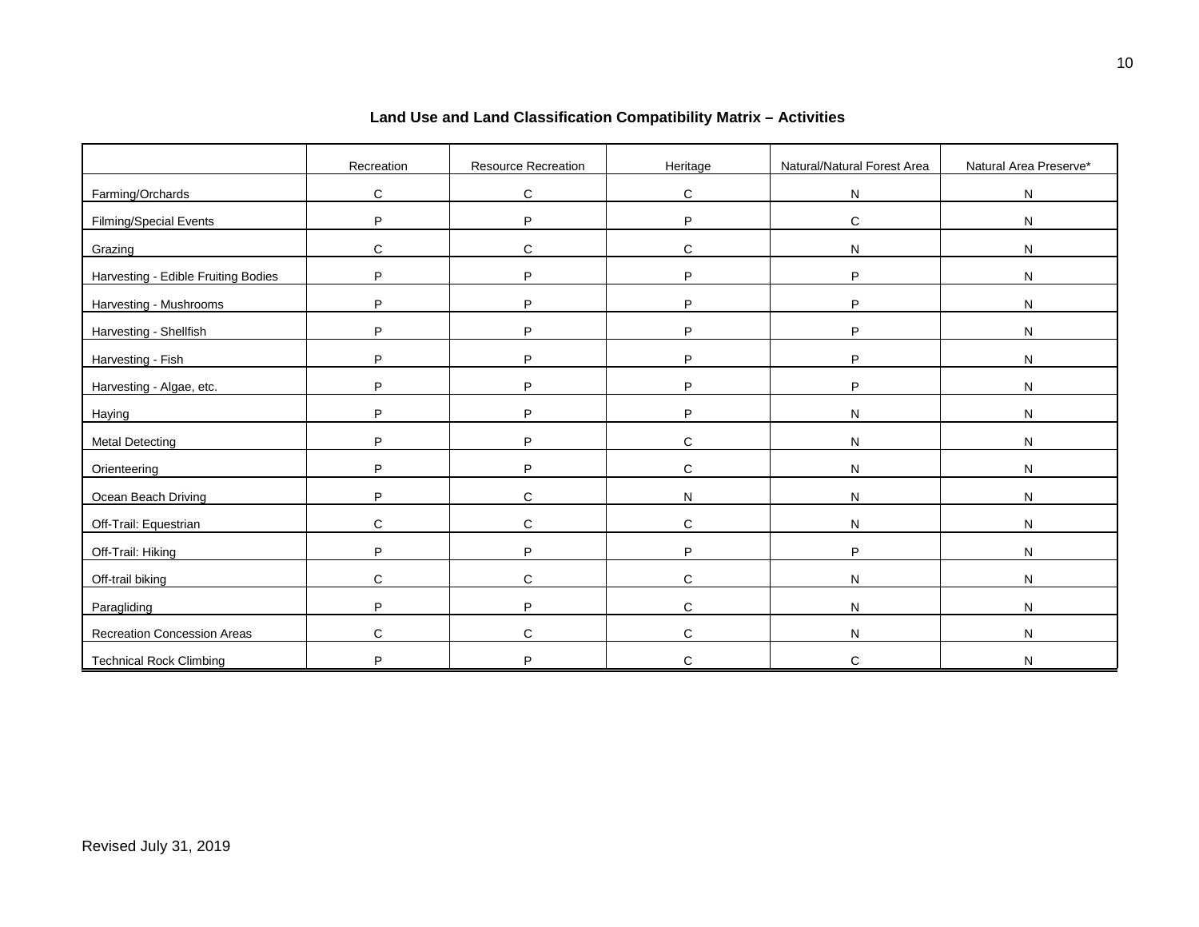**Land Use and Land Classification Compatibility Matrix – Activities**

| | Recreation | Resource Recreation | Heritage | Natural/Natural Forest Area | Natural Area Preserve* |
|---|---|---|---|---|---|
| Farming/Orchards | C | C | C | N | N |
| Filming/Special Events | P | P | P | C | N |
| Grazing | C | C | C | N | N |
| Harvesting - Edible Fruiting Bodies | P | P | P | P | N |
| Harvesting - Mushrooms | P | P | P | P | N |
| Harvesting - Shellfish | P | P | P | P | N |
| Harvesting - Fish | P | P | P | P | N |
| Harvesting - Algae, etc. | P | P | P | P | N |
| Haying | P | P | P | N | N |
| Metal Detecting | P | P | C | N | N |
| Orienteering | P | P | C | N | N |
| Ocean Beach Driving | P | C | N | N | N |
| Off-Trail: Equestrian | C | C | C | N | N |
| Off-Trail: Hiking | P | P | P | P | N |
| Off-trail biking | C | C | C | N | N |
| Paragliding | P | P | C | N | N |
| Recreation Concession Areas | C | C | C | N | N |
| Technical Rock Climbing | P | P | C | C | N |

Revised July 31, 2019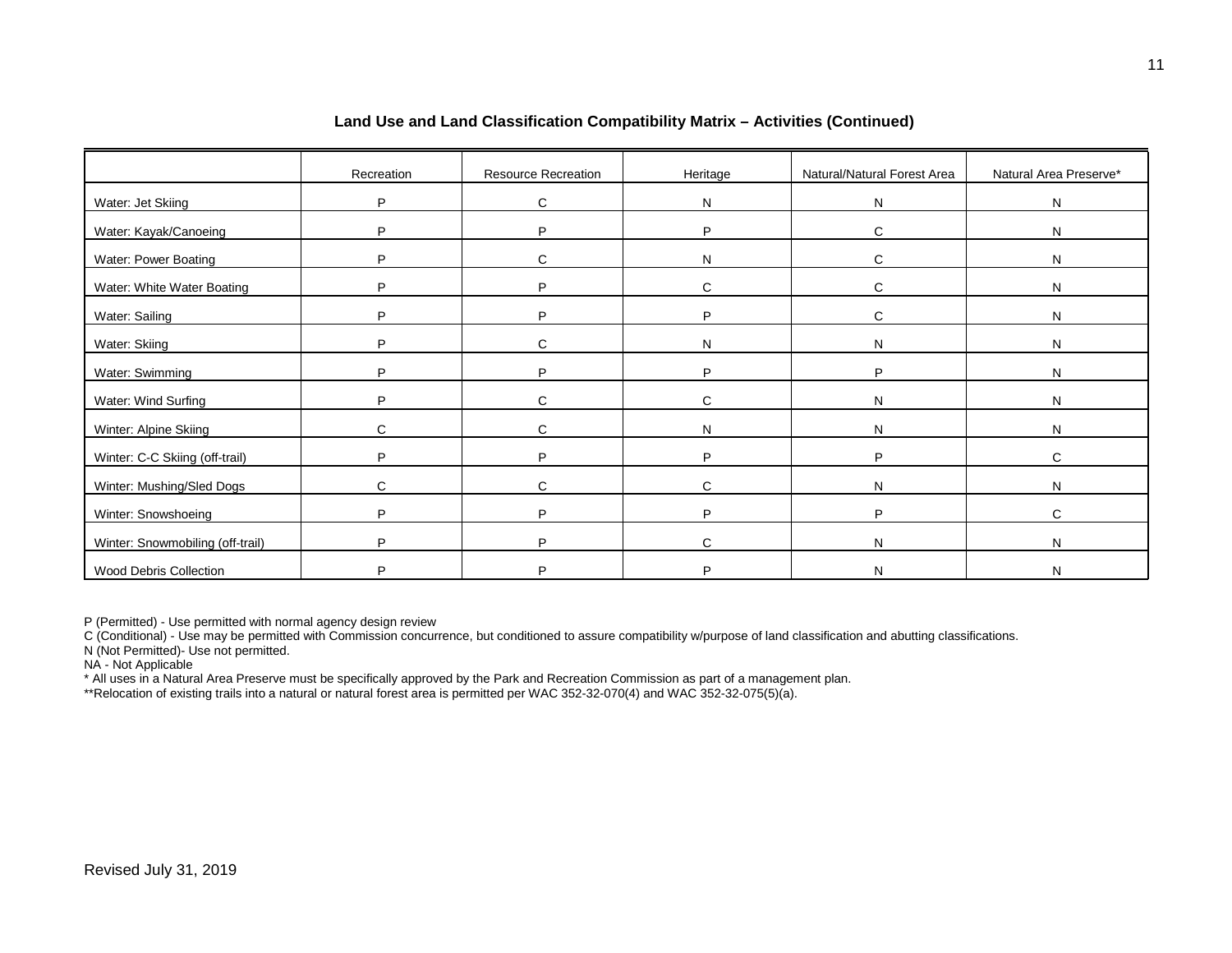## Land Use and Land Classification Compatibility Matrix – Activities (Continued)

| | Recreation | Resource Recreation | Heritage | Natural/Natural Forest Area | Natural Area Preserve* |
|---|---|---|---|---|---|
| Water: Jet Skiing | P | C | N | N | N |
| Water: Kayak/Canoeing | P | P | P | C | N |
| Water: Power Boating | P | C | N | C | N |
| Water: White Water Boating | P | P | C | C | N |
| Water: Sailing | P | P | P | C | N |
| Water: Skiing | P | C | N | N | N |
| Water: Swimming | P | P | P | P | N |
| Water: Wind Surfing | P | C | C | N | N |
| Winter: Alpine Skiing | C | C | N | N | N |
| Winter: C-C Skiing (off-trail) | P | P | P | P | C |
| Winter: Mushing/Sled Dogs | C | C | C | N | N |
| Winter: Snowshoeing | P | P | P | P | C |
| Winter: Snowmobiling (off-trail) | P | P | C | N | N |
| Wood Debris Collection | P | P | P | N | N |

P (Permitted) - Use permitted with normal agency design review
C (Conditional) - Use may be permitted with Commission concurrence, but conditioned to assure compatibility w/purpose of land classification and abutting classifications.
N (Not Permitted)- Use not permitted.
NA - Not Applicable
* All uses in a Natural Area Preserve must be specifically approved by the Park and Recreation Commission as part of a management plan.
**Relocation of existing trails into a natural or natural forest area is permitted per WAC 352-32-070(4) and WAC 352-32-075(5)(a).

Revised July 31, 2019